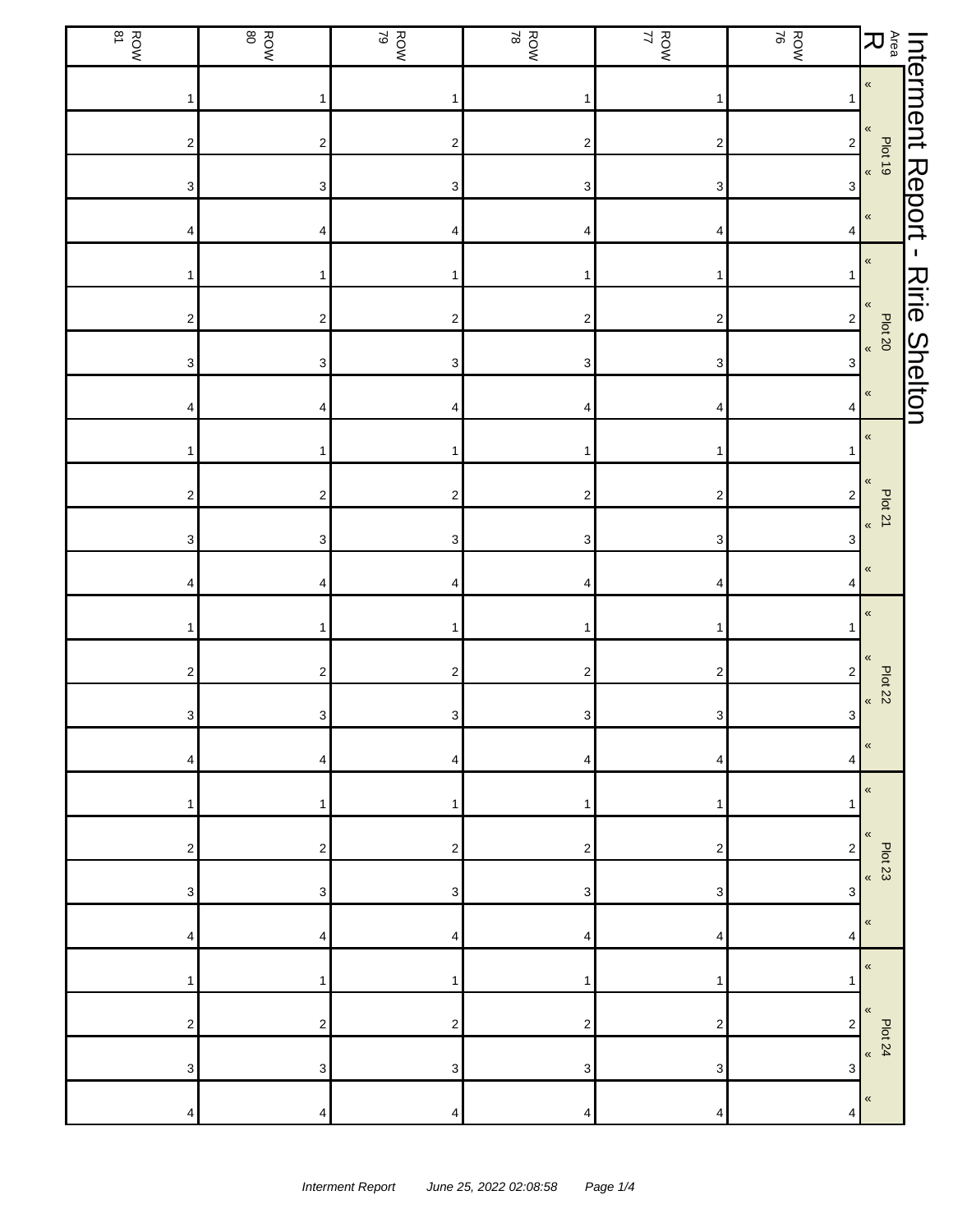# Interment Report - Ririe Shelton

| Area R | | ROW 76 | ROW 77 | ROW 78 | ROW 79 | ROW 80 | ROW 81 |
|---|---|---|---|---|---|---|---|
| Plot 19 | « | 1 | 1 | 1 | 1 | 1 | 1 |
| | « | 2 | 2 | 2 | 2 | 2 | 2 |
| | « | 3 | 3 | 3 | 3 | 3 | 3 |
| | « | 4 | 4 | 4 | 4 | 4 | 4 |
| Plot 20 | « | 1 | 1 | 1 | 1 | 1 | 1 |
| | « | 2 | 2 | 2 | 2 | 2 | 2 |
| | « | 3 | 3 | 3 | 3 | 3 | 3 |
| | « | 4 | 4 | 4 | 4 | 4 | 4 |
| Plot 21 | « | 1 | 1 | 1 | 1 | 1 | 1 |
| | « | 2 | 2 | 2 | 2 | 2 | 2 |
| | « | 3 | 3 | 3 | 3 | 3 | 3 |
| | « | 4 | 4 | 4 | 4 | 4 | 4 |
| Plot 22 | « | 1 | 1 | 1 | 1 | 1 | 1 |
| | « | 2 | 2 | 2 | 2 | 2 | 2 |
| | « | 3 | 3 | 3 | 3 | 3 | 3 |
| | « | 4 | 4 | 4 | 4 | 4 | 4 |
| Plot 23 | « | 1 | 1 | 1 | 1 | 1 | 1 |
| | « | 2 | 2 | 2 | 2 | 2 | 2 |
| | « | 3 | 3 | 3 | 3 | 3 | 3 |
| | « | 4 | 4 | 4 | 4 | 4 | 4 |
| Plot 24 | « | 1 | 1 | 1 | 1 | 1 | 1 |
| | « | 2 | 2 | 2 | 2 | 2 | 2 |
| | « | 3 | 3 | 3 | 3 | 3 | 3 |
| | « | 4 | 4 | 4 | 4 | 4 | 4 |

*Interment Report June 25, 2022 02:08:58*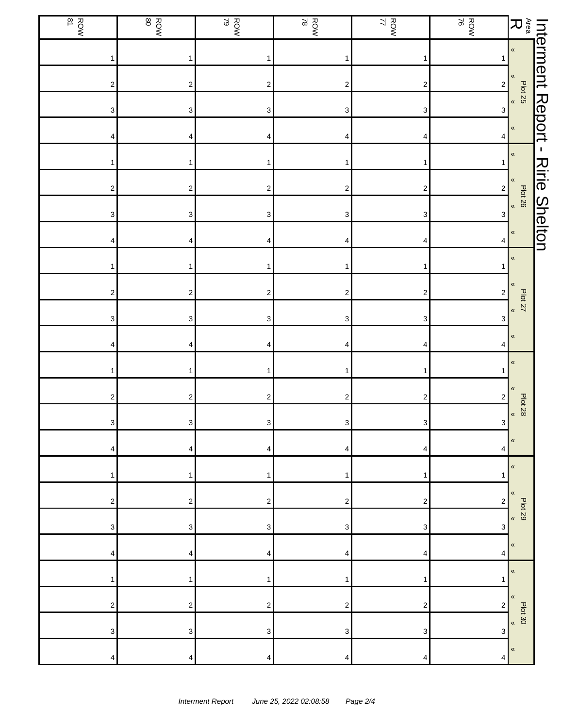# Interment Report - Ririe Shelton

| Area R | | ROW 76 | ROW 77 | ROW 78 | ROW 79 | ROW 80 | ROW 81 |
|---|---|---|---|---|---|---|---|
| Plot 25 | « | 1 | 1 | 1 | 1 | 1 | 1 |
| | « | 2 | 2 | 2 | 2 | 2 | 2 |
| | « | 3 | 3 | 3 | 3 | 3 | 3 |
| | « | 4 | 4 | 4 | 4 | 4 | 4 |
| Plot 26 | « | 1 | 1 | 1 | 1 | 1 | 1 |
| | « | 2 | 2 | 2 | 2 | 2 | 2 |
| | « | 3 | 3 | 3 | 3 | 3 | 3 |
| | « | 4 | 4 | 4 | 4 | 4 | 4 |
| Plot 27 | « | 1 | 1 | 1 | 1 | 1 | 1 |
| | « | 2 | 2 | 2 | 2 | 2 | 2 |
| | « | 3 | 3 | 3 | 3 | 3 | 3 |
| | « | 4 | 4 | 4 | 4 | 4 | 4 |
| Plot 28 | « | 1 | 1 | 1 | 1 | 1 | 1 |
| | « | 2 | 2 | 2 | 2 | 2 | 2 |
| | « | 3 | 3 | 3 | 3 | 3 | 3 |
| | « | 4 | 4 | 4 | 4 | 4 | 4 |
| Plot 29 | « | 1 | 1 | 1 | 1 | 1 | 1 |
| | « | 2 | 2 | 2 | 2 | 2 | 2 |
| | « | 3 | 3 | 3 | 3 | 3 | 3 |
| | « | 4 | 4 | 4 | 4 | 4 | 4 |
| Plot 30 | « | 1 | 1 | 1 | 1 | 1 | 1 |
| | « | 2 | 2 | 2 | 2 | 2 | 2 |
| | « | 3 | 3 | 3 | 3 | 3 | 3 |
| | « | 4 | 4 | 4 | 4 | 4 | 4 |

*Interment Report June 25, 2022 02:08:58*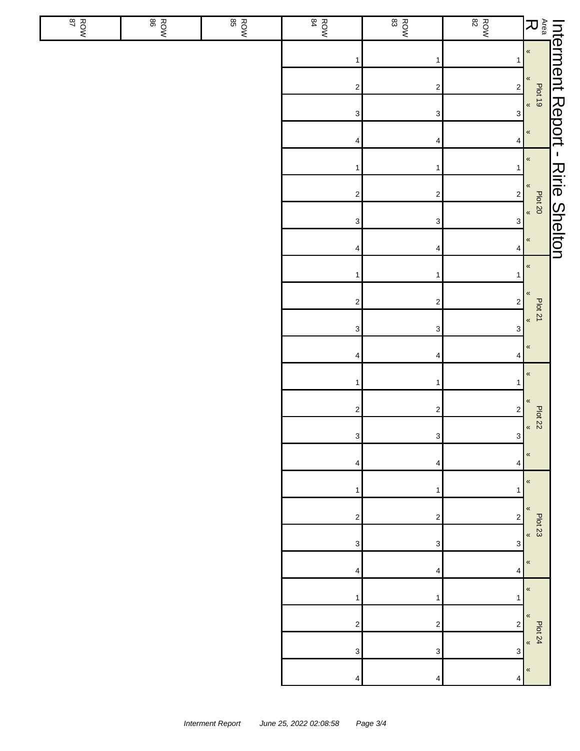# Interment Report - Ririe Shelton

| Area R | | ROW 82 | ROW 83 | ROW 84 | ROW 85 | ROW 86 | ROW 87 |
|---|---|---|---|---|---|---|---|
| Plot 19 | « | 1 | 1 | 1 | | | |
| | « | 2 | 2 | 2 | | | |
| | « | 3 | 3 | 3 | | | |
| | « | 4 | 4 | 4 | | | |
| Plot 20 | « | 1 | 1 | 1 | | | |
| | « | 2 | 2 | 2 | | | |
| | « | 3 | 3 | 3 | | | |
| | « | 4 | 4 | 4 | | | |
| Plot 21 | « | 1 | 1 | 1 | | | |
| | « | 2 | 2 | 2 | | | |
| | « | 3 | 3 | 3 | | | |
| | « | 4 | 4 | 4 | | | |
| Plot 22 | « | 1 | 1 | 1 | | | |
| | « | 2 | 2 | 2 | | | |
| | « | 3 | 3 | 3 | | | |
| | « | 4 | 4 | 4 | | | |
| Plot 23 | « | 1 | 1 | 1 | | | |
| | « | 2 | 2 | 2 | | | |
| | « | 3 | 3 | 3 | | | |
| | « | 4 | 4 | 4 | | | |
| Plot 24 | « | 1 | 1 | 1 | | | |
| | « | 2 | 2 | 2 | | | |
| | « | 3 | 3 | 3 | | | |
| | « | 4 | 4 | 4 | | | |

*Interment Report June 25, 2022 02:08:58*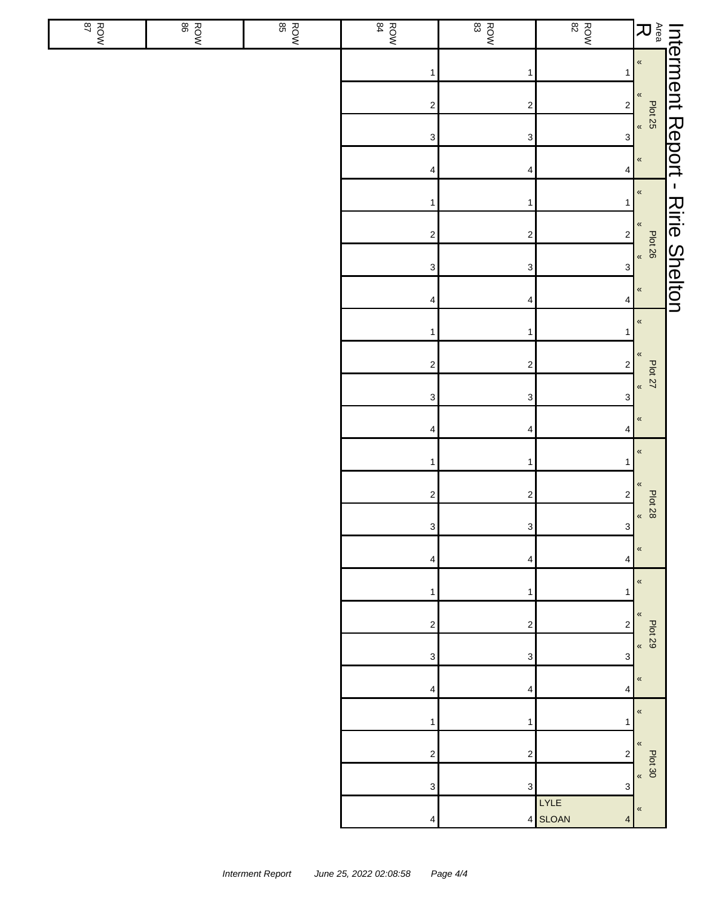# Interment Report - Ririe Shelton

| Area R | | ROW 82 | ROW 83 | ROW 84 | ROW 85 | ROW 86 | ROW 87 |
|---|---|---|---|---|---|---|---|
| Plot 25 | « | 1 | 1 | 1 | | | |
| | « | 2 | 2 | 2 | | | |
| | « | 3 | 3 | 3 | | | |
| | « | 4 | 4 | 4 | | | |
| Plot 26 | « | 1 | 1 | 1 | | | |
| | « | 2 | 2 | 2 | | | |
| | « | 3 | 3 | 3 | | | |
| | « | 4 | 4 | 4 | | | |
| Plot 27 | « | 1 | 1 | 1 | | | |
| | « | 2 | 2 | 2 | | | |
| | « | 3 | 3 | 3 | | | |
| | « | 4 | 4 | 4 | | | |
| Plot 28 | « | 1 | 1 | 1 | | | |
| | « | 2 | 2 | 2 | | | |
| | « | 3 | 3 | 3 | | | |
| | « | 4 | 4 | 4 | | | |
| Plot 29 | « | 1 | 1 | 1 | | | |
| | « | 2 | 2 | 2 | | | |
| | « | 3 | 3 | 3 | | | |
| | « | 4 | 4 | 4 | | | |
| Plot 30 | « | 1 | 1 | 1 | | | |
| | « | 2 | 2 | 2 | | | |
| | « | 3 | 3 | 3 | | | |
| | « | LYLE SLOAN 4 | 4 | 4 | | | |

*Interment Report June 25, 2022 02:08:58*